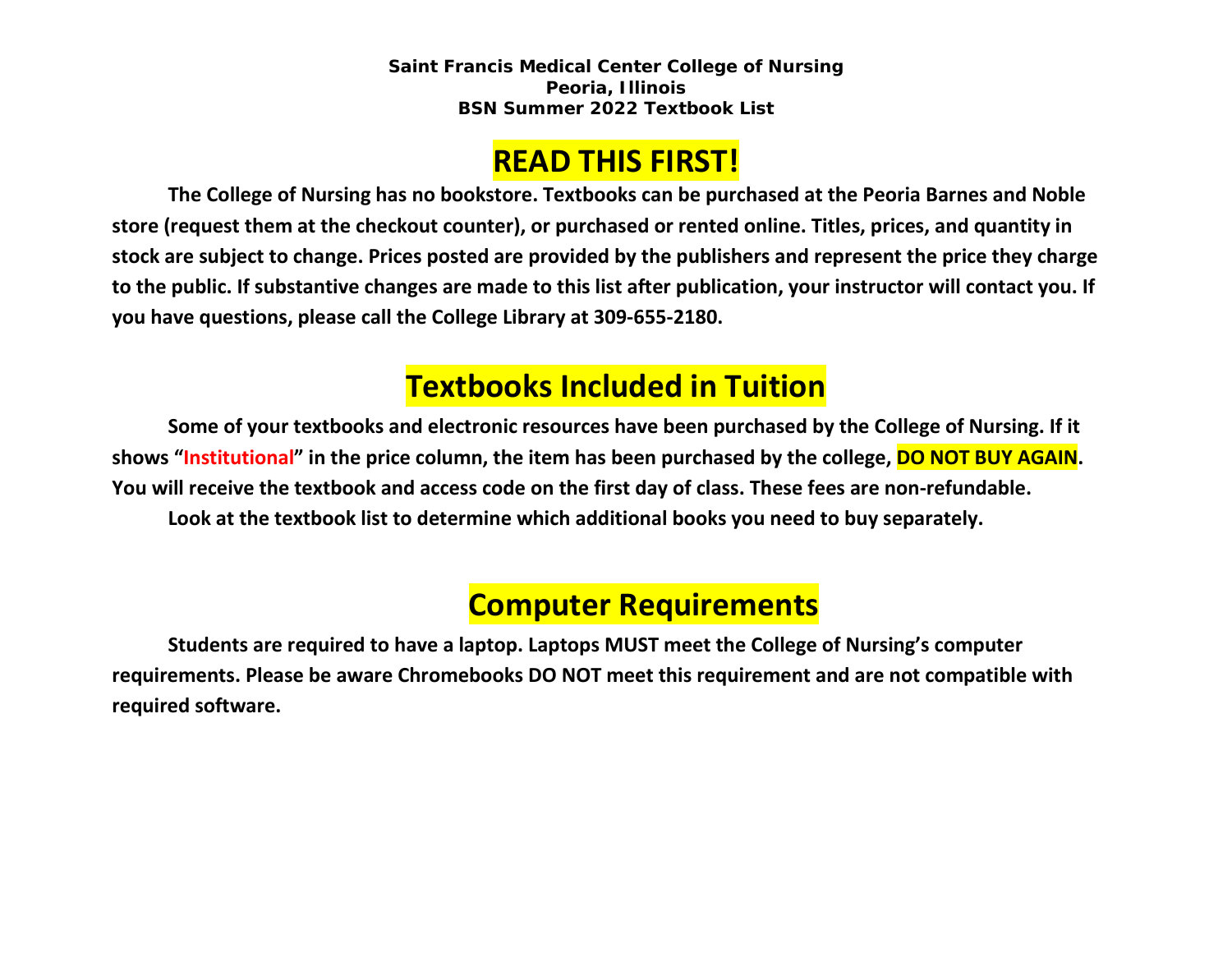**Saint Francis Medical Center College of Nursing**
**Peoria, Illinois**
**BSN Summer 2022 Textbook List**

# READ THIS FIRST!

**The College of Nursing has no bookstore. Textbooks can be purchased at the Peoria Barnes and Noble store (request them at the checkout counter), or purchased or rented online. Titles, prices, and quantity in stock are subject to change. Prices posted are provided by the publishers and represent the price they charge to the public. If substantive changes are made to this list after publication, your instructor will contact you. If you have questions, please call the College Library at 309-655-2180.**

# Textbooks Included in Tuition

**Some of your textbooks and electronic resources have been purchased by the College of Nursing. If it shows "Institutional" in the price column, the item has been purchased by the college, DO NOT BUY AGAIN. You will receive the textbook and access code on the first day of class. These fees are non-refundable.**

**Look at the textbook list to determine which additional books you need to buy separately.**

# Computer Requirements

**Students are required to have a laptop. Laptops MUST meet the College of Nursing's computer requirements. Please be aware Chromebooks DO NOT meet this requirement and are not compatible with required software.**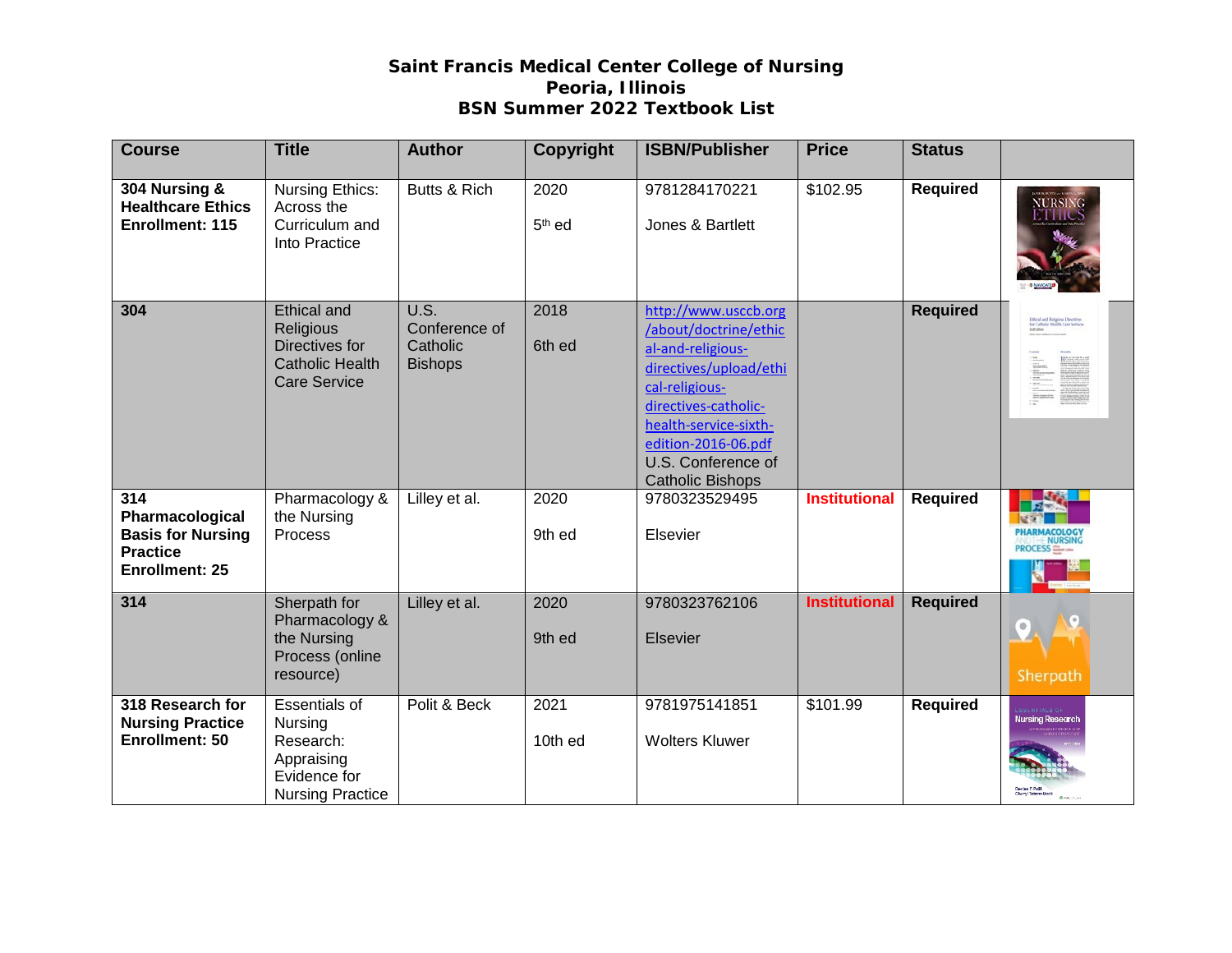# Saint Francis Medical Center College of Nursing
## Peoria, Illinois
## BSN Summer 2022 Textbook List

| Course | Title | Author | Copyright | ISBN/Publisher | Price | Status | |
|---|---|---|---|---|---|---|---|
| **304 Nursing & Healthcare Ethics Enrollment: 115** | Nursing Ethics: Across the Curriculum and Into Practice | Butts & Rich | 2020 5th ed | 9781284170221 Jones & Bartlett | $102.95 | **Required** | |
| **304** | Ethical and Religious Directives for Catholic Health Care Service | U.S. Conference of Catholic Bishops | 2018 6th ed | http://www.usccb.org/about/doctrine/ethical-and-religious-directives/upload/ethical-religious-directives-catholic-health-service-sixth-edition-2016-06.pdf U.S. Conference of Catholic Bishops | | **Required** | |
| **314 Pharmacological Basis for Nursing Practice Enrollment: 25** | Pharmacology & the Nursing Process | Lilley et al. | 2020 9th ed | 9780323529495 Elsevier | **Institutional** | **Required** | |
| **314** | Sherpath for Pharmacology & the Nursing Process (online resource) | Lilley et al. | 2020 9th ed | 9780323762106 Elsevier | **Institutional** | **Required** | |
| **318 Research for Nursing Practice Enrollment: 50** | Essentials of Nursing Research: Appraising Evidence for Nursing Practice | Polit & Beck | 2021 10th ed | 9781975141851 Wolters Kluwer | $101.99 | **Required** | |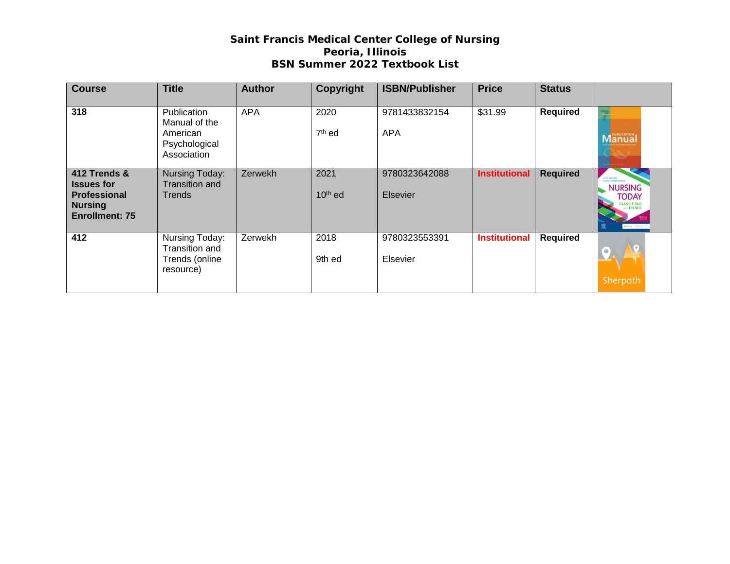# Saint Francis Medical Center College of Nursing
## Peoria, Illinois
## BSN Summer 2022 Textbook List

| Course | Title | Author | Copyright | ISBN/Publisher | Price | Status | |
|---|---|---|---|---|---|---|---|
| **318** | Publication Manual of the American Psychological Association | APA | 2020<br>7th ed | 9781433832154<br>APA | $31.99 | **Required** | |
| **412 Trends & Issues for Professional Nursing Enrollment: 75** | Nursing Today: Transition and Trends | Zerwekh | 2021<br>10th ed | 9780323642088<br>Elsevier | **Institutional** | **Required** | |
| **412** | Nursing Today: Transition and Trends (online resource) | Zerwekh | 2018<br>9th ed | 9780323553391<br>Elsevier | **Institutional** | **Required** | |